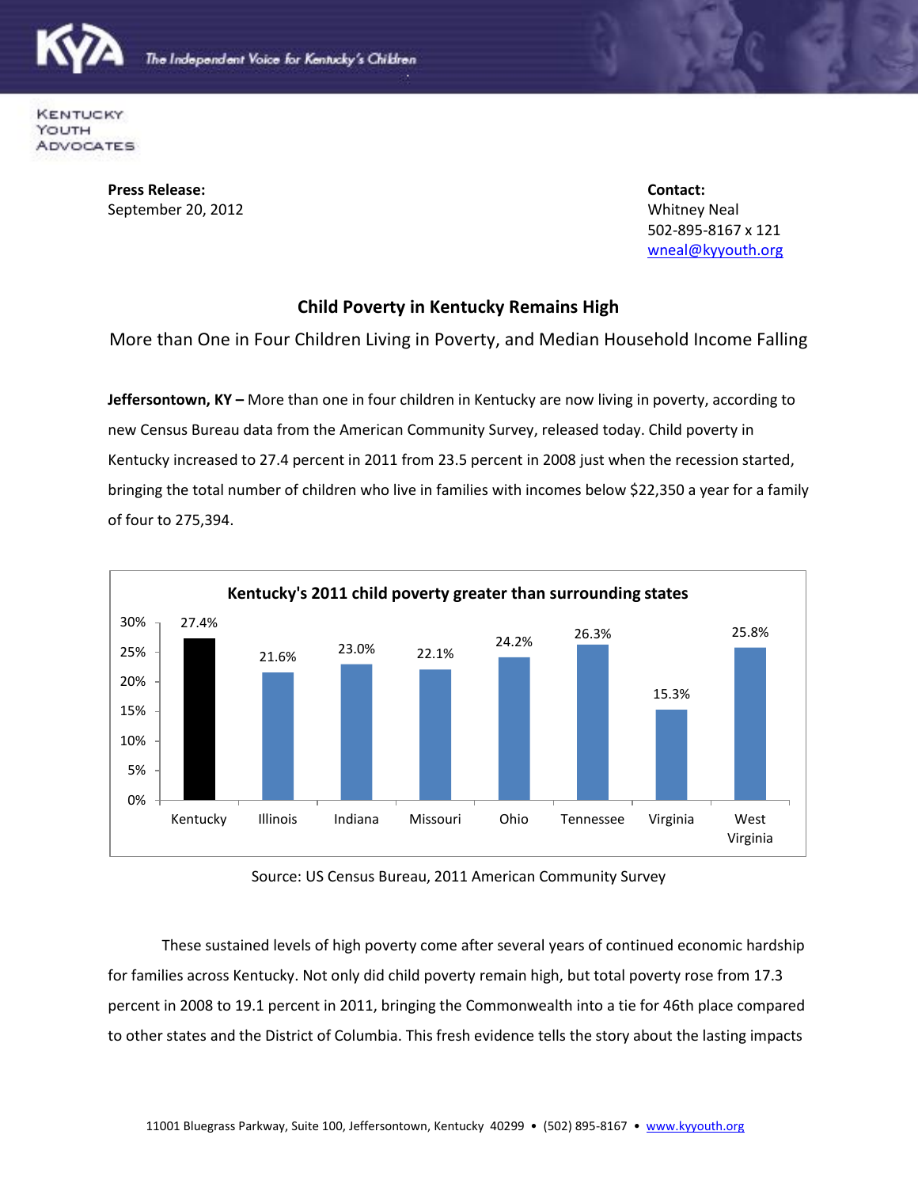KENTUCKY YOUTH ADVOCATES

The Independent Voice for Kentucky's Children

**Press Release:**
September 20, 2012

**Contact:**
Whitney Neal
502-895-8167 x 121
wneal@kyyouth.org

## Child Poverty in Kentucky Remains High

### More than One in Four Children Living in Poverty, and Median Household Income Falling

**Jeffersontown, KY –** More than one in four children in Kentucky are now living in poverty, according to new Census Bureau data from the American Community Survey, released today. Child poverty in Kentucky increased to 27.4 percent in 2011 from 23.5 percent in 2008 just when the recession started, bringing the total number of children who live in families with incomes below $22,350 a year for a family of four to 275,394.

**Kentucky's 2011 child poverty greater than surrounding states**

| State | Child Poverty 2011 |
|---|---|
| Kentucky | 27.4% |
| Illinois | 21.6% |
| Indiana | 23.0% |
| Missouri | 22.1% |
| Ohio | 24.2% |
| Tennessee | 26.3% |
| Virginia | 15.3% |
| West Virginia | 25.8% |

Source: US Census Bureau, 2011 American Community Survey

These sustained levels of high poverty come after several years of continued economic hardship for families across Kentucky. Not only did child poverty remain high, but total poverty rose from 17.3 percent in 2008 to 19.1 percent in 2011, bringing the Commonwealth into a tie for 46th place compared to other states and the District of Columbia. This fresh evidence tells the story about the lasting impacts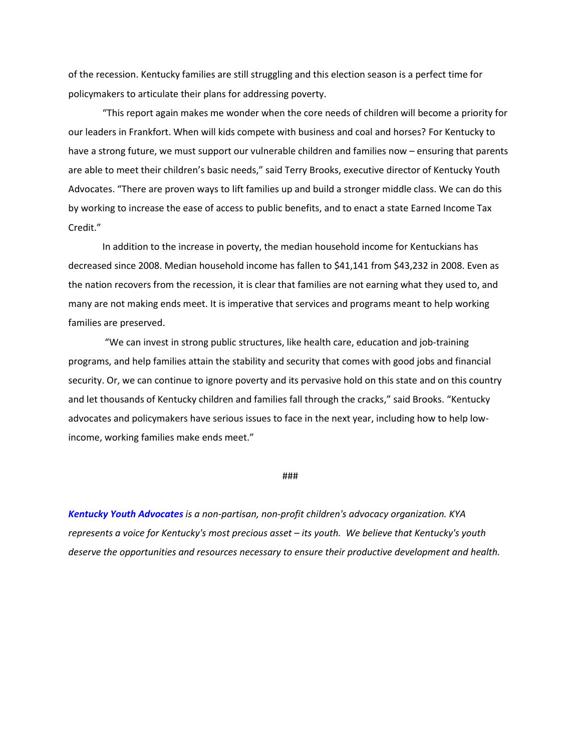of the recession. Kentucky families are still struggling and this election season is a perfect time for policymakers to articulate their plans for addressing poverty.

"This report again makes me wonder when the core needs of children will become a priority for our leaders in Frankfort. When will kids compete with business and coal and horses? For Kentucky to have a strong future, we must support our vulnerable children and families now – ensuring that parents are able to meet their children's basic needs," said Terry Brooks, executive director of Kentucky Youth Advocates. "There are proven ways to lift families up and build a stronger middle class. We can do this by working to increase the ease of access to public benefits, and to enact a state Earned Income Tax Credit."

In addition to the increase in poverty, the median household income for Kentuckians has decreased since 2008. Median household income has fallen to $41,141 from $43,232 in 2008. Even as the nation recovers from the recession, it is clear that families are not earning what they used to, and many are not making ends meet. It is imperative that services and programs meant to help working families are preserved.

"We can invest in strong public structures, like health care, education and job-training programs, and help families attain the stability and security that comes with good jobs and financial security. Or, we can continue to ignore poverty and its pervasive hold on this state and on this country and let thousands of Kentucky children and families fall through the cracks," said Brooks. "Kentucky advocates and policymakers have serious issues to face in the next year, including how to help low-income, working families make ends meet."

###

***Kentucky Youth Advocates*** *is a non-partisan, non-profit children's advocacy organization. KYA represents a voice for Kentucky's most precious asset – its youth. We believe that Kentucky's youth deserve the opportunities and resources necessary to ensure their productive development and health.*